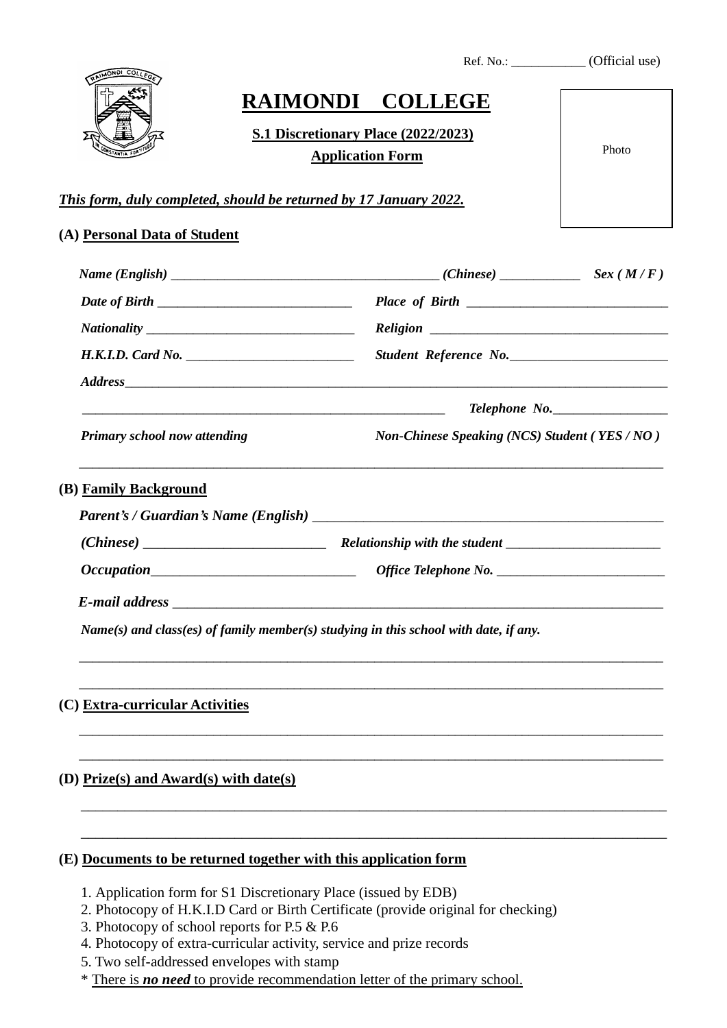Ref. No.: ___________ (Official use)

# RAIMONDI COLLEGE

**S.1 Discretionary Place (2022/2023)**

**Application Form**

Photo

***This form, duly completed, should be returned by 17 January 2022.***

## (A) Personal Data of Student

*Name (English)* ______________________________________ *(Chinese)* ___________ *Sex ( M / F )*

*Date of Birth* ____________________________ *Place of Birth* ______________________________

*Nationality* ______________________________ *Religion* __________________________________

*H.K.I.D. Card No.* ________________________ *Student Reference No.*_______________________

*Address*_________________________________________________________________________

_____________________________________________________ *Telephone No.*________________

*Primary school now attending* *Non-Chinese Speaking (NCS) Student ( YES / NO )*

_________________________________________________________________________________

## (B) Family Background

*Parent's / Guardian's Name (English)* ___________________________________________________

*(Chinese)* _________________________ *Relationship with the student* ______________________

*Occupation*____________________________ *Office Telephone No.* ________________________

*E-mail address* _____________________________________________________________________

*Name(s) and class(es) of family member(s) studying in this school with date, if any.*

_________________________________________________________________________________

_________________________________________________________________________________

## (C) Extra-curricular Activities

_________________________________________________________________________________

_________________________________________________________________________________

## (D) Prize(s) and Award(s) with date(s)

_________________________________________________________________________________

_________________________________________________________________________________

## (E) Documents to be returned together with this application form

1. Application form for S1 Discretionary Place (issued by EDB)
2. Photocopy of H.K.I.D Card or Birth Certificate (provide original for checking)
3. Photocopy of school reports for P.5 & P.6
4. Photocopy of extra-curricular activity, service and prize records
5. Two self-addressed envelopes with stamp

\* There is ***no need*** to provide recommendation letter of the primary school.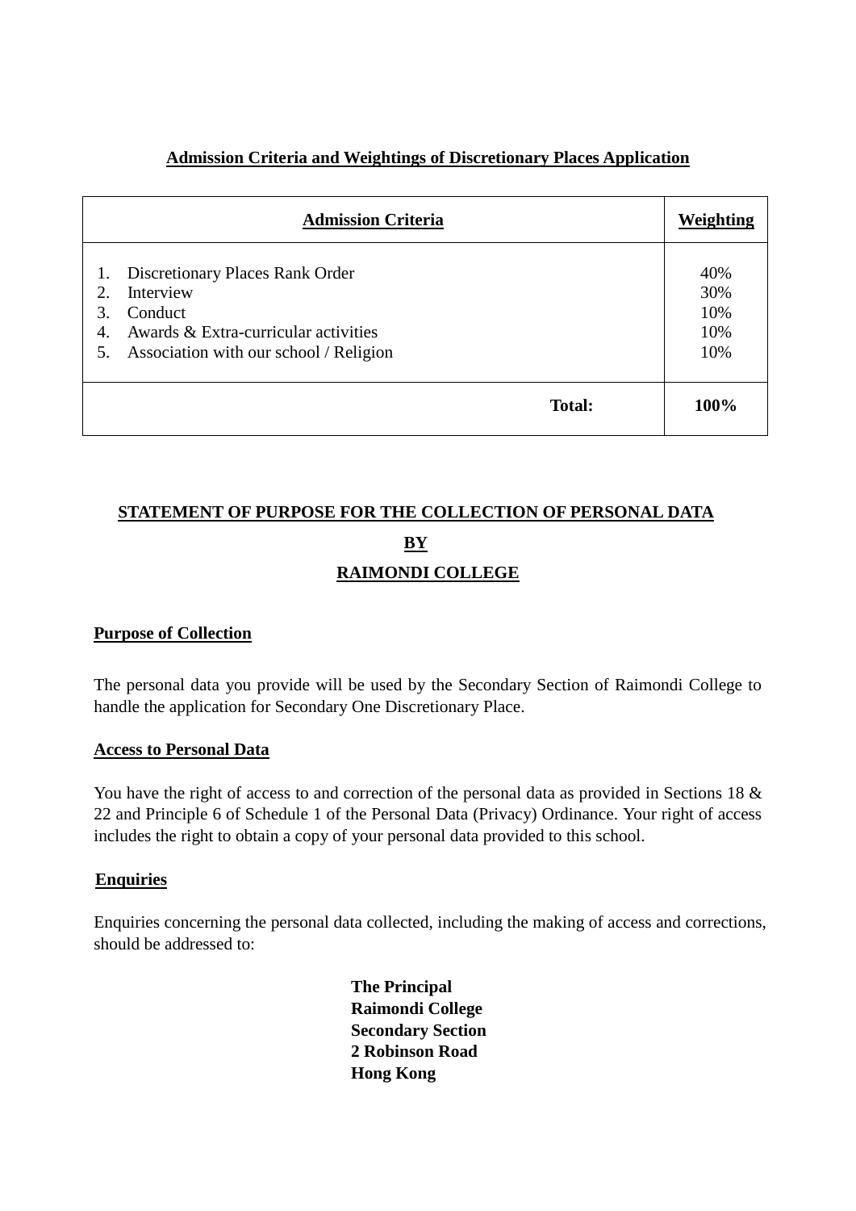## Admission Criteria and Weightings of Discretionary Places Application

| Admission Criteria | Weighting |
|---|---|
| 1. Discretionary Places Rank Order<br>2. Interview<br>3. Conduct<br>4. Awards & Extra-curricular activities<br>5. Association with our school / Religion | 40%<br>30%<br>10%<br>10%<br>10% |
| **Total:** | **100%** |

## STATEMENT OF PURPOSE FOR THE COLLECTION OF PERSONAL DATA BY RAIMONDI COLLEGE

### Purpose of Collection

The personal data you provide will be used by the Secondary Section of Raimondi College to handle the application for Secondary One Discretionary Place.

### Access to Personal Data

You have the right of access to and correction of the personal data as provided in Sections 18 & 22 and Principle 6 of Schedule 1 of the Personal Data (Privacy) Ordinance. Your right of access includes the right to obtain a copy of your personal data provided to this school.

### Enquiries

Enquiries concerning the personal data collected, including the making of access and corrections, should be addressed to:

**The Principal**
**Raimondi College**
**Secondary Section**
**2 Robinson Road**
**Hong Kong**